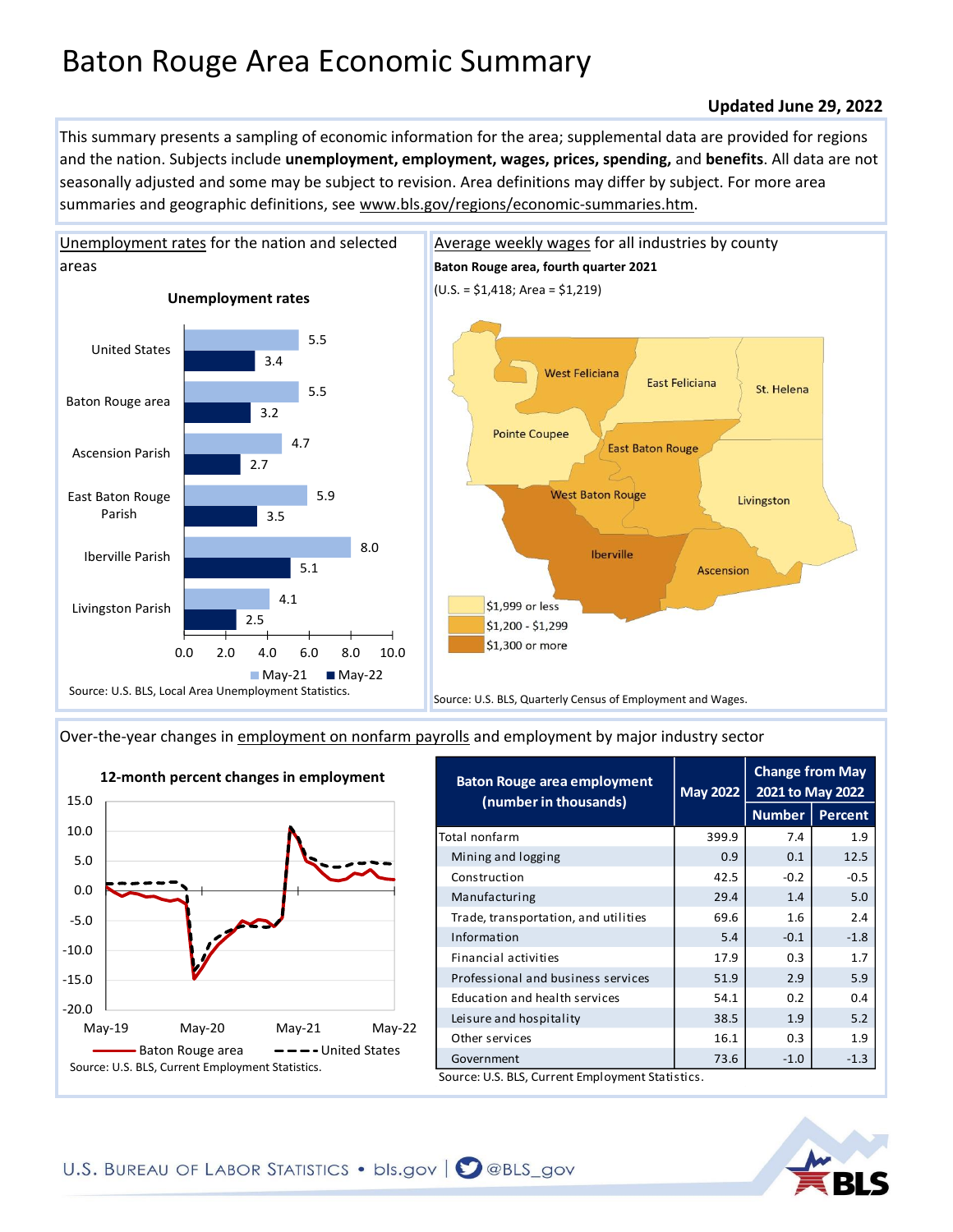# Baton Rouge Area Economic Summary

**Updated June 29, 2022**

This summary presents a sampling of economic information for the area; supplemental data are provided for regions and the nation. Subjects include **unemployment, employment, wages, prices, spending,** and **benefits**. All data are not seasonally adjusted and some may be subject to revision. Area definitions may differ by subject. For more area summaries and geographic definitions, see www.bls.gov/regions/economic-summaries.htm.

## Unemployment rates for the nation and selected areas

**Unemployment rates**

United States 5.5 3.4
Baton Rouge area 5.5 3.2
Ascension Parish 4.7 2.7
East Baton Rouge Parish 5.9 3.5
Iberville Parish 8.0 5.1
Livingston Parish 4.1 2.5

0.0 2.0 4.0 6.0 8.0 10.0

May-21 May-22

Source: U.S. BLS, Local Area Unemployment Statistics.

## Average weekly wages for all industries by county

**Baton Rouge area, fourth quarter 2021**

(U.S. = $1,418; Area = $1,219)

West Feliciana
East Feliciana
St. Helena
Pointe Coupee
East Baton Rouge
West Baton Rouge
Livingston
Iberville
Ascension

$1,999 or less
$1,200 - $1,299
$1,300 or more

Source: U.S. BLS, Quarterly Census of Employment and Wages.

## Over-the-year changes in employment on nonfarm payrolls and employment by major industry sector

**12-month percent changes in employment**

15.0 10.0 5.0 0.0 -5.0 -10.0 -15.0 -20.0

May-19 May-20 May-21 May-22

Baton Rouge area — United States

Source: U.S. BLS, Current Employment Statistics.

| Baton Rouge area employment (number in thousands) | May 2022 | Change from May 2021 to May 2022 | |
|---|---|---|---|
| | | Number | Percent |
| Total nonfarm | 399.9 | 7.4 | 1.9 |
| Mining and logging | 0.9 | 0.1 | 12.5 |
| Construction | 42.5 | -0.2 | -0.5 |
| Manufacturing | 29.4 | 1.4 | 5.0 |
| Trade, transportation, and utilities | 69.6 | 1.6 | 2.4 |
| Information | 5.4 | -0.1 | -1.8 |
| Financial activities | 17.9 | 0.3 | 1.7 |
| Professional and business services | 51.9 | 2.9 | 5.9 |
| Education and health services | 54.1 | 0.2 | 0.4 |
| Leisure and hospitality | 38.5 | 1.9 | 5.2 |
| Other services | 16.1 | 0.3 | 1.9 |
| Government | 73.6 | -1.0 | -1.3 |

Source: U.S. BLS, Current Employment Statistics.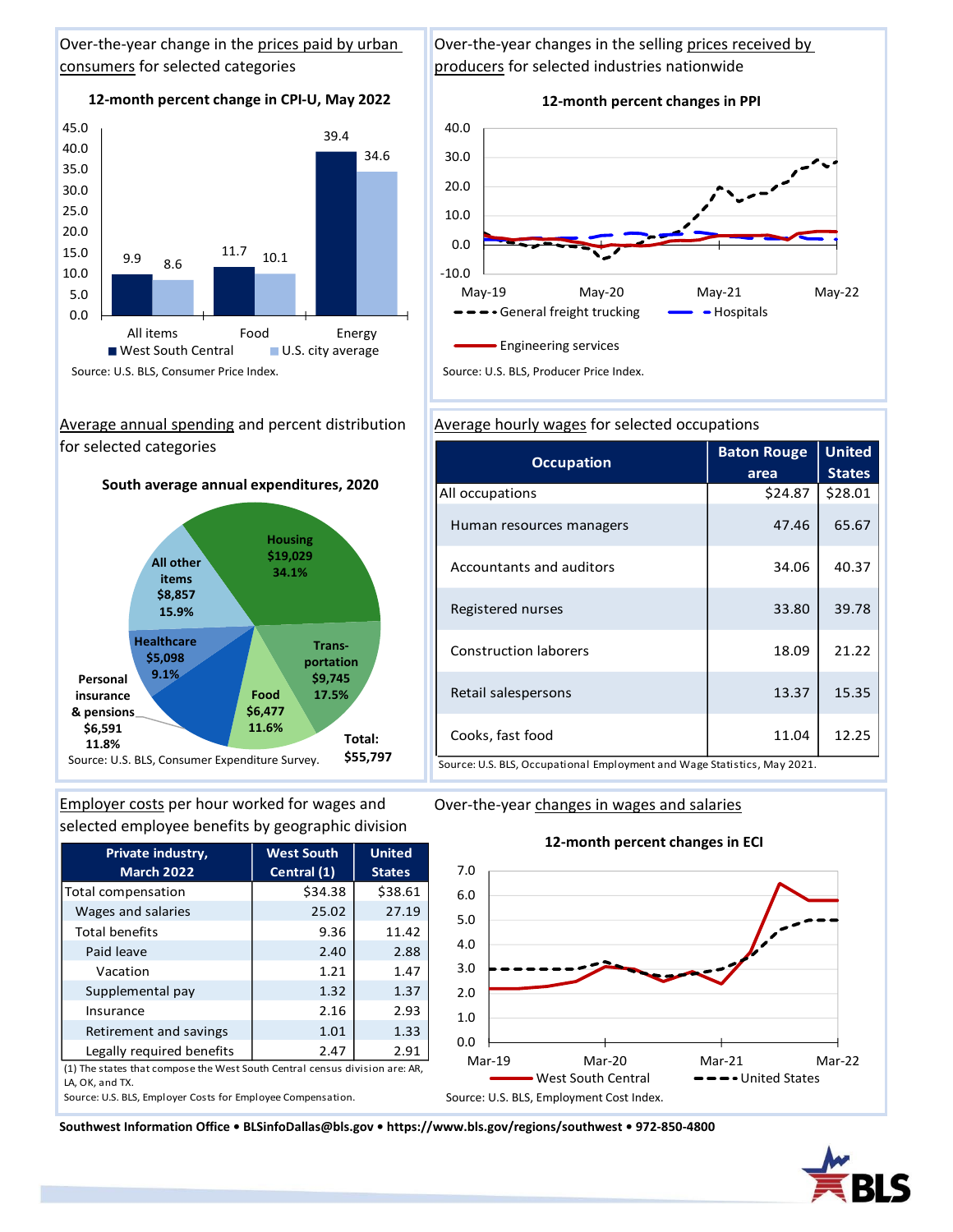Over-the-year change in the prices paid by urban consumers for selected categories

**12-month percent change in CPI-U, May 2022**

45.0
40.0
35.0
30.0
25.0
20.0
15.0
10.0
5.0
0.0

All items: 9.9, 8.6
Food: 11.7, 10.1
Energy: 39.4, 34.6

■ West South Central ■ U.S. city average

Source: U.S. BLS, Consumer Price Index.

Over-the-year changes in the selling prices received by producers for selected industries nationwide

**12-month percent changes in PPI**

40.0
30.0
20.0
10.0
0.0
-10.0

May-19 May-20 May-21 May-22

General freight trucking
Hospitals
Engineering services

Source: U.S. BLS, Producer Price Index.

Average annual spending and percent distribution for selected categories

**South average annual expenditures, 2020**

Housing $19,029 34.1%
Trans-portation $9,745 17.5%
Food $6,477 11.6%
Personal insurance & pensions $6,591 11.8%
Healthcare $5,098 9.1%
All other items $8,857 15.9%

Total: $55,797

Source: U.S. BLS, Consumer Expenditure Survey.

Average hourly wages for selected occupations

| Occupation | Baton Rouge area | United States |
|---|---|---|
| All occupations | $24.87 | $28.01 |
| Human resources managers | 47.46 | 65.67 |
| Accountants and auditors | 34.06 | 40.37 |
| Registered nurses | 33.80 | 39.78 |
| Construction laborers | 18.09 | 21.22 |
| Retail salespersons | 13.37 | 15.35 |
| Cooks, fast food | 11.04 | 12.25 |

Source: U.S. BLS, Occupational Employment and Wage Statistics, May 2021.

Employer costs per hour worked for wages and selected employee benefits by geographic division

| Private industry, March 2022 | West South Central (1) | United States |
|---|---|---|
| Total compensation | $34.38 | $38.61 |
| Wages and salaries | 25.02 | 27.19 |
| Total benefits | 9.36 | 11.42 |
| Paid leave | 2.40 | 2.88 |
| Vacation | 1.21 | 1.47 |
| Supplemental pay | 1.32 | 1.37 |
| Insurance | 2.16 | 2.93 |
| Retirement and savings | 1.01 | 1.33 |
| Legally required benefits | 2.47 | 2.91 |

(1) The states that compose the West South Central census division are: AR, LA, OK, and TX.

Source: U.S. BLS, Employer Costs for Employee Compensation.

Over-the-year changes in wages and salaries

**12-month percent changes in ECI**

7.0
6.0
5.0
4.0
3.0
2.0
1.0
0.0

Mar-19 Mar-20 Mar-21 Mar-22

West South Central
United States

Source: U.S. BLS, Employment Cost Index.

**Southwest Information Office • BLSinfoDallas@bls.gov • https://www.bls.gov/regions/southwest • 972-850-4800**